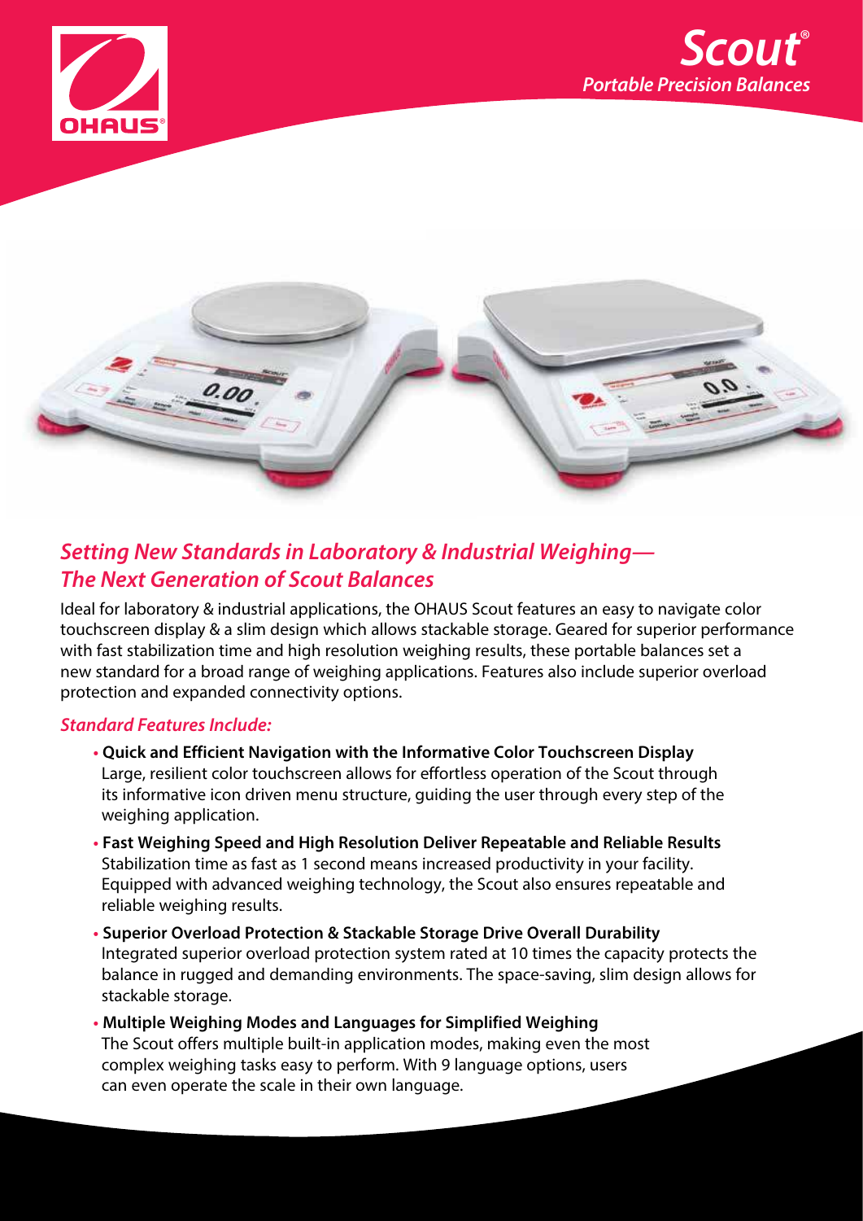# Scout®

## Portable Precision Balances

## *Setting New Standards in Laboratory & Industrial Weighing— The Next Generation of Scout Balances*

Ideal for laboratory & industrial applications, the OHAUS Scout features an easy to navigate color touchscreen display & a slim design which allows stackable storage. Geared for superior performance with fast stabilization time and high resolution weighing results, these portable balances set a new standard for a broad range of weighing applications. Features also include superior overload protection and expanded connectivity options.

### *Standard Features Include:*

- **Quick and Efficient Navigation with the Informative Color Touchscreen Display**
  Large, resilient color touchscreen allows for effortless operation of the Scout through its informative icon driven menu structure, guiding the user through every step of the weighing application.
- **Fast Weighing Speed and High Resolution Deliver Repeatable and Reliable Results**
  Stabilization time as fast as 1 second means increased productivity in your facility. Equipped with advanced weighing technology, the Scout also ensures repeatable and reliable weighing results.
- **Superior Overload Protection & Stackable Storage Drive Overall Durability**
  Integrated superior overload protection system rated at 10 times the capacity protects the balance in rugged and demanding environments. The space-saving, slim design allows for stackable storage.
- **Multiple Weighing Modes and Languages for Simplified Weighing**
  The Scout offers multiple built-in application modes, making even the most complex weighing tasks easy to perform. With 9 language options, users can even operate the scale in their own language.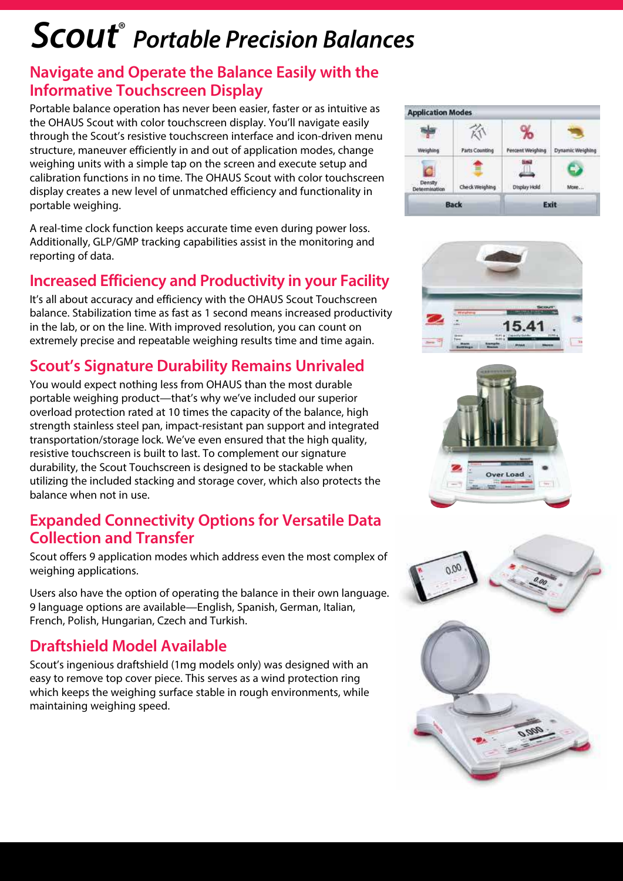# Scout® *Portable Precision Balances*

## Navigate and Operate the Balance Easily with the Informative Touchscreen Display

Portable balance operation has never been easier, faster or as intuitive as the OHAUS Scout with color touchscreen display. You'll navigate easily through the Scout's resistive touchscreen interface and icon-driven menu structure, maneuver efficiently in and out of application modes, change weighing units with a simple tap on the screen and execute setup and calibration functions in no time. The OHAUS Scout with color touchscreen display creates a new level of unmatched efficiency and functionality in portable weighing.

A real-time clock function keeps accurate time even during power loss. Additionally, GLP/GMP tracking capabilities assist in the monitoring and reporting of data.

## Increased Efficiency and Productivity in your Facility

It's all about accuracy and efficiency with the OHAUS Scout Touchscreen balance. Stabilization time as fast as 1 second means increased productivity in the lab, or on the line. With improved resolution, you can count on extremely precise and repeatable weighing results time and time again.

## Scout's Signature Durability Remains Unrivaled

You would expect nothing less from OHAUS than the most durable portable weighing product—that's why we've included our superior overload protection rated at 10 times the capacity of the balance, high strength stainless steel pan, impact-resistant pan support and integrated transportation/storage lock. We've even ensured that the high quality, resistive touchscreen is built to last. To complement our signature durability, the Scout Touchscreen is designed to be stackable when utilizing the included stacking and storage cover, which also protects the balance when not in use.

## Expanded Connectivity Options for Versatile Data Collection and Transfer

Scout offers 9 application modes which address even the most complex of weighing applications.

Users also have the option of operating the balance in their own language. 9 language options are available—English, Spanish, German, Italian, French, Polish, Hungarian, Czech and Turkish.

## Draftshield Model Available

Scout's ingenious draftshield (1mg models only) was designed with an easy to remove top cover piece. This serves as a wind protection ring which keeps the weighing surface stable in rough environments, while maintaining weighing speed.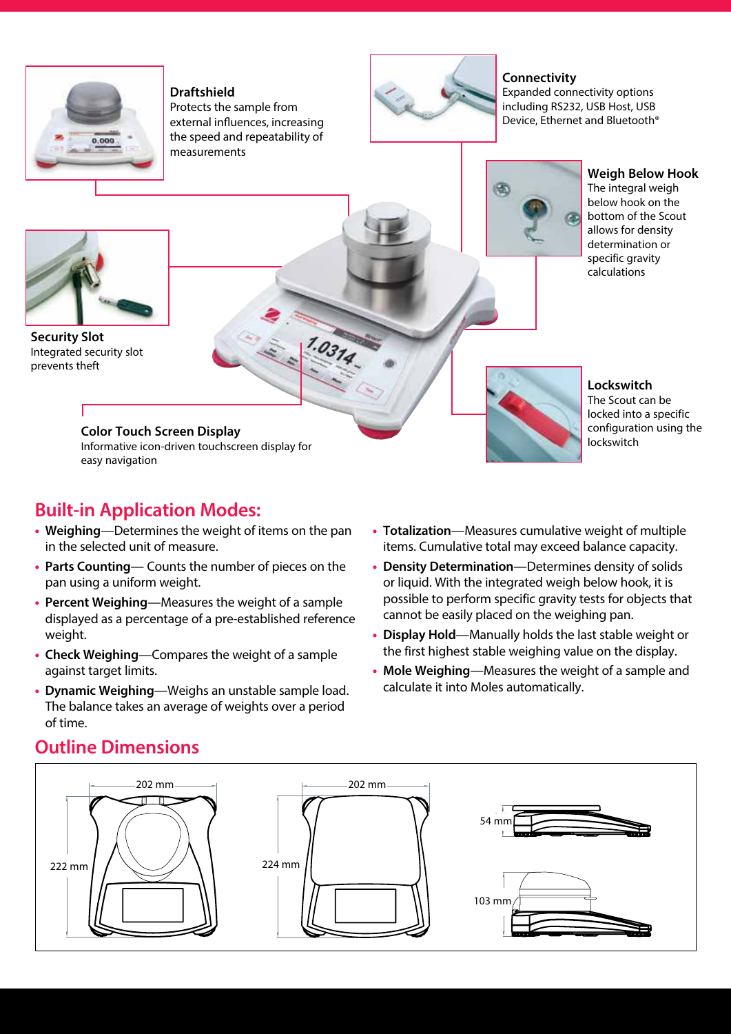**Draftshield**
Protects the sample from external influences, increasing the speed and repeatability of measurements

**Connectivity**
Expanded connectivity options including RS232, USB Host, USB Device, Ethernet and Bluetooth®

**Weigh Below Hook**
The integral weigh below hook on the bottom of the Scout allows for density determination or specific gravity calculations

**Security Slot**
Integrated security slot prevents theft

**Lockswitch**
The Scout can be locked into a specific configuration using the lockswitch

**Color Touch Screen Display**
Informative icon-driven touchscreen display for easy navigation

## Built-in Application Modes:

- **Weighing**—Determines the weight of items on the pan in the selected unit of measure.
- **Parts Counting**— Counts the number of pieces on the pan using a uniform weight.
- **Percent Weighing**—Measures the weight of a sample displayed as a percentage of a pre-established reference weight.
- **Check Weighing**—Compares the weight of a sample against target limits.
- **Dynamic Weighing**—Weighs an unstable sample load. The balance takes an average of weights over a period of time.
- **Totalization**—Measures cumulative weight of multiple items. Cumulative total may exceed balance capacity.
- **Density Determination**—Determines density of solids or liquid. With the integrated weigh below hook, it is possible to perform specific gravity tests for objects that cannot be easily placed on the weighing pan.
- **Display Hold**—Manually holds the last stable weight or the first highest stable weighing value on the display.
- **Mole Weighing**—Measures the weight of a sample and calculate it into Moles automatically.

## Outline Dimensions

202 mm
222 mm
202 mm
224 mm
54 mm
103 mm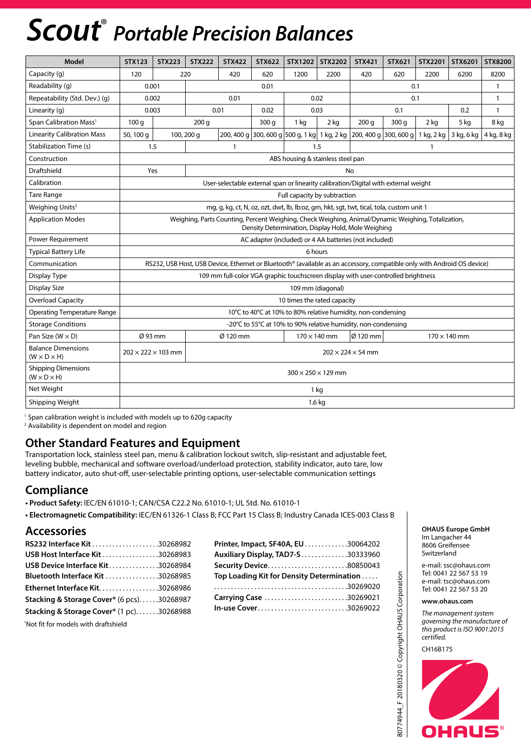# Scout® Portable Precision Balances

| Model | STX123 | STX223 | STX222 | STX422 | STX622 | STX1202 | STX2202 | STX421 | STX621 | STX2201 | STX6201 | STX8200 |
|---|---|---|---|---|---|---|---|---|---|---|---|---|
| Capacity (g) | 120 | 220 | | 420 | 620 | 1200 | 2200 | 420 | 620 | 2200 | 6200 | 8200 |
| Readability (g) | 0.001 | | 0.01 | | | | | 0.1 | | | | 1 |
| Repeatability (Std. Dev.) (g) | 0.002 | | 0.01 | | | 0.02 | | 0.1 | | | | 1 |
| Linearity (g) | 0.003 | | 0.01 | | 0.02 | 0.03 | | 0.1 | | | 0.2 | 1 |
| Span Calibration Mass[1] | 100 g | 200 g | | | 300 g | 1 kg | 2 kg | 200 g | 300 g | 2 kg | 5 kg | 8 kg |
| Linearity Calibration Mass | 50, 100 g | 100, 200 g | | 200, 400 g | 300, 600 g | 500 g, 1 kg | 1 kg, 2 kg | 200, 400 g | 300, 600 g | 1 kg, 2 kg | 3 kg, 6 kg | 4 kg, 8 kg |
| Stabilization Time (s) | 1.5 | | 1 | | | 1.5 | | 1 | | | | |
| Construction | ABS housing & stainless steel pan | | | | | | | | | | | |
| Draftshield | Yes | | No | | | | | | | | | |
| Calibration | User-selectable external span or linearity calibration/Digital with external weight | | | | | | | | | | | |
| Tare Range | Full capacity by subtraction | | | | | | | | | | | |
| Weighing Units[2] | mg, g, kg, ct, N, oz, ozt, dwt, lb, lb:oz, grn, hkt, sgt, twt, tical, tola, custom unit 1 | | | | | | | | | | | |
| Application Modes | Weighing, Parts Counting, Percent Weighing, Check Weighing, Animal/Dynamic Weighing, Totalization, Density Determination, Display Hold, Mole Weighing | | | | | | | | | | | |
| Power Requirement | AC adapter (included) or 4 AA batteries (not included) | | | | | | | | | | | |
| Typical Battery Life | 6 hours | | | | | | | | | | | |
| Communication | RS232, USB Host, USB Device, Ethernet or Bluetooth® (available as an accessory, compatible only with Android OS device) | | | | | | | | | | | |
| Display Type | 109 mm full-color VGA graphic touchscreen display with user-controlled brightness | | | | | | | | | | | |
| Display Size | 109 mm (diagonal) | | | | | | | | | | | |
| Overload Capacity | 10 times the rated capacity | | | | | | | | | | | |
| Operating Temperature Range | 10°C to 40°C at 10% to 80% relative humidity, non-condensing | | | | | | | | | | | |
| Storage Conditions | -20°C to 55°C at 10% to 90% relative humidity, non-condensing | | | | | | | | | | | |
| Pan Size (W × D) | Ø 93 mm | | Ø 120 mm | | | 170 × 140 mm | | Ø 120 mm | 170 × 140 mm | | | |
| Balance Dimensions (W × D × H) | 202 × 222 × 103 mm | | 202 × 224 × 54 mm | | | | | | | | | |
| Shipping Dimensions (W × D × H) | 300 × 250 × 129 mm | | | | | | | | | | | |
| Net Weight | 1 kg | | | | | | | | | | | |
| Shipping Weight | 1.6 kg | | | | | | | | | | | |

[1] Span calibration weight is included with models up to 620g capacity
[2] Availability is dependent on model and region

## Other Standard Features and Equipment

Transportation lock, stainless steel pan, menu & calibration lockout switch, slip-resistant and adjustable feet, leveling bubble, mechanical and software overload/underload protection, stability indicator, auto tare, low battery indicator, auto shut-off, user-selectable printing options, user-selectable communication settings

## Compliance

- **Product Safety:** IEC/EN 61010-1; CAN/CSA C22.2 No. 61010-1; UL Std. No. 61010-1
- **Electromagnetic Compatibility:** IEC/EN 61326-1 Class B; FCC Part 15 Class B; Industry Canada ICES-003 Class B

## Accessories

**RS232 Interface Kit** .................... 30268982
**USB Host Interface Kit** ................ 30268983
**USB Device Interface Kit** .............. 30268984
**Bluetooth Interface Kit** ............... 30268985
**Ethernet Interface Kit** ................ 30268986
**Stacking & Storage Cover*** (6 pcs) ...... 30268987
**Stacking & Storage Cover*** (1 pc) ....... 30268988

*Not fit for models with draftshield

**Printer, Impact, SF40A, EU** ............. 30064202
**Auxiliary Display, TAD7-S** .............. 30333960
**Security Device** ........................ 80850043
**Top Loading Kit for Density Determination** ..... 30269020
**Carrying Case** .......................... 30269021
**In-use Cover** ........................... 30269022

80774944_F 20180320 © Copyright OHAUS Corporation

**OHAUS Europe GmbH**
Im Langacher 44
8606 Greifensee
Switzerland

e-mail: ssc@ohaus.com
Tel: 0041 22 567 53 19
e-mail: tsc@ohaus.com
Tel: 0041 22 567 53 20

**www.ohaus.com**

*The management system governing the manufacture of this product is ISO 9001:2015 certified.*

CH16B175

OHAUS®